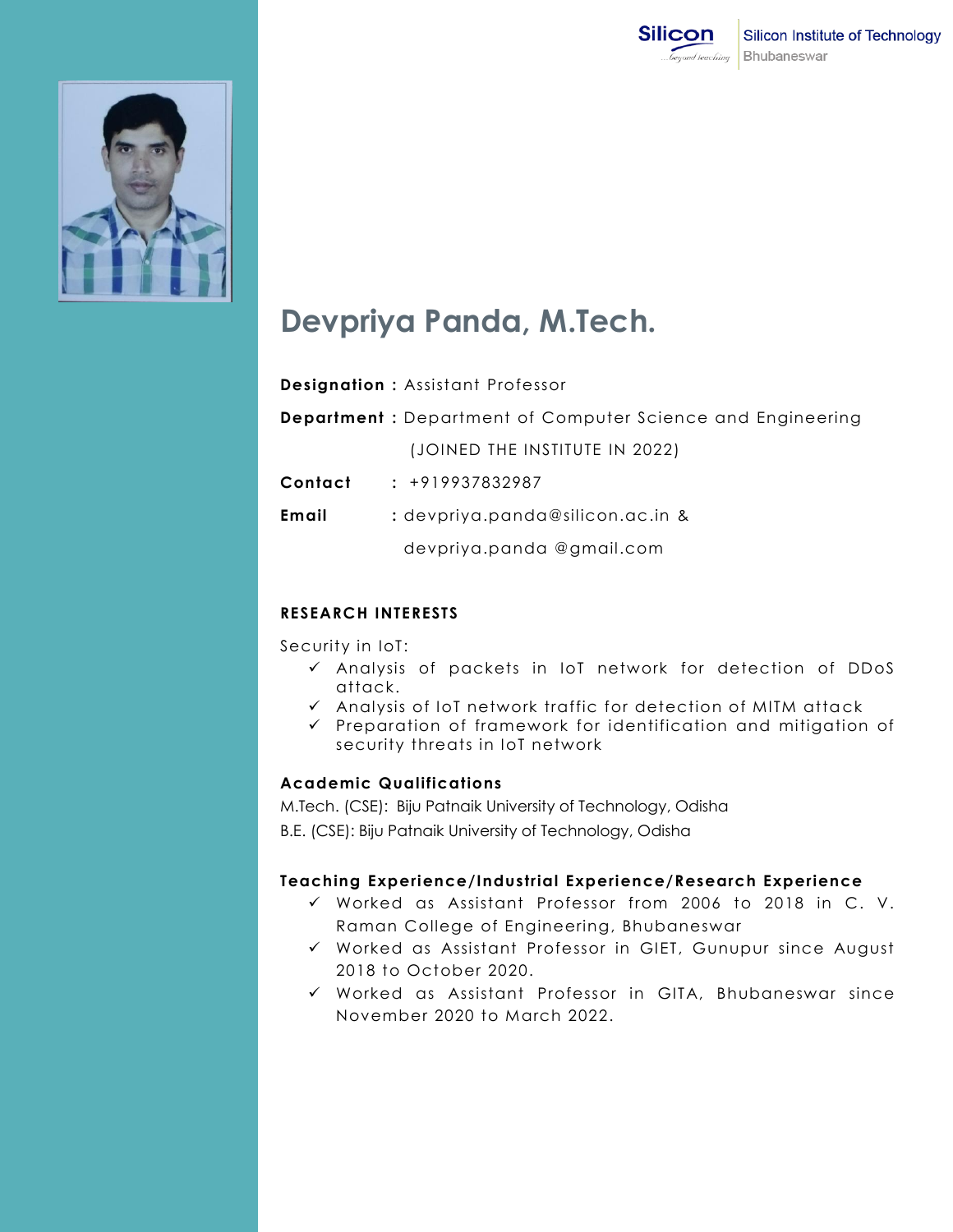Silicon Institute of Technology
Bhubaneswar

# Devpriya Panda, M.Tech.

**Designation :** Assistant Professor

**Department :** Department of Computer Science and Engineering

(JOINED THE INSTITUTE IN 2022)

**Contact :** +919937832987

**Email :** devpriya.panda@silicon.ac.in &

devpriya.panda @gmail.com

## RESEARCH INTERESTS

Security in IoT:

- ✓ Analysis of packets in IoT network for detection of DDoS attack.
- ✓ Analysis of IoT network traffic for detection of MITM attack
- ✓ Preparation of framework for identification and mitigation of security threats in IoT network

## Academic Qualifications

M.Tech. (CSE): Biju Patnaik University of Technology, Odisha

B.E. (CSE): Biju Patnaik University of Technology, Odisha

## Teaching Experience/Industrial Experience/Research Experience

- ✓ Worked as Assistant Professor from 2006 to 2018 in C. V. Raman College of Engineering, Bhubaneswar
- ✓ Worked as Assistant Professor in GIET, Gunupur since August 2018 to October 2020.
- ✓ Worked as Assistant Professor in GITA, Bhubaneswar since November 2020 to March 2022.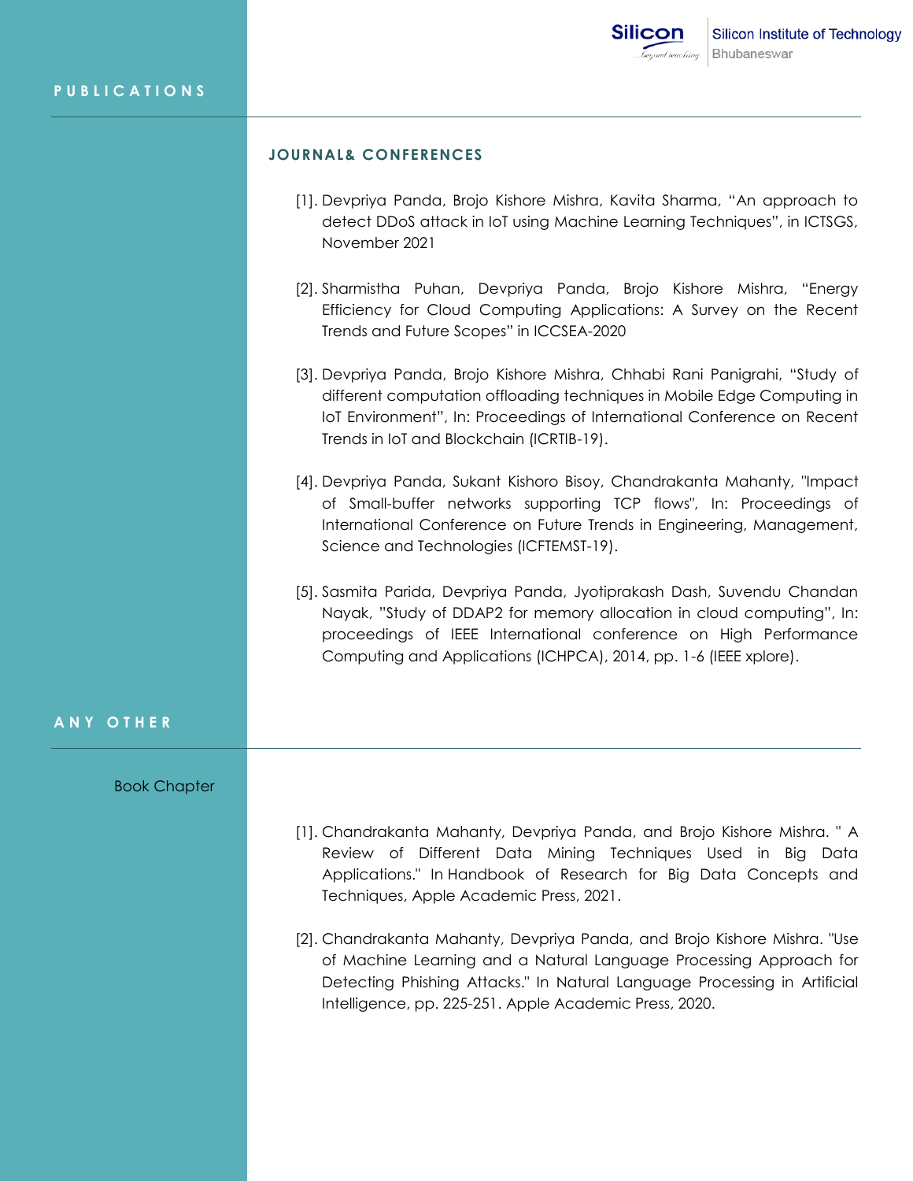## PUBLICATIONS

### JOURNAL& CONFERENCES

[1]. Devpriya Panda, Brojo Kishore Mishra, Kavita Sharma, "An approach to detect DDoS attack in IoT using Machine Learning Techniques", in ICTSGS, November 2021

[2]. Sharmistha Puhan, Devpriya Panda, Brojo Kishore Mishra, "Energy Efficiency for Cloud Computing Applications: A Survey on the Recent Trends and Future Scopes" in ICCSEA-2020

[3]. Devpriya Panda, Brojo Kishore Mishra, Chhabi Rani Panigrahi, "Study of different computation offloading techniques in Mobile Edge Computing in IoT Environment", In: Proceedings of International Conference on Recent Trends in IoT and Blockchain (ICRTIB-19).

[4]. Devpriya Panda, Sukant Kishoro Bisoy, Chandrakanta Mahanty, "Impact of Small-buffer networks supporting TCP flows", In: Proceedings of International Conference on Future Trends in Engineering, Management, Science and Technologies (ICFTEMST-19).

[5]. Sasmita Parida, Devpriya Panda, Jyotiprakash Dash, Suvendu Chandan Nayak, "Study of DDAP2 for memory allocation in cloud computing", In: proceedings of IEEE International conference on High Performance Computing and Applications (ICHPCA), 2014, pp. 1-6 (IEEE xplore).

## ANY OTHER

Book Chapter

[1]. Chandrakanta Mahanty, Devpriya Panda, and Brojo Kishore Mishra. " A Review of Different Data Mining Techniques Used in Big Data Applications." In Handbook of Research for Big Data Concepts and Techniques, Apple Academic Press, 2021.

[2]. Chandrakanta Mahanty, Devpriya Panda, and Brojo Kishore Mishra. "Use of Machine Learning and a Natural Language Processing Approach for Detecting Phishing Attacks." In Natural Language Processing in Artificial Intelligence, pp. 225-251. Apple Academic Press, 2020.